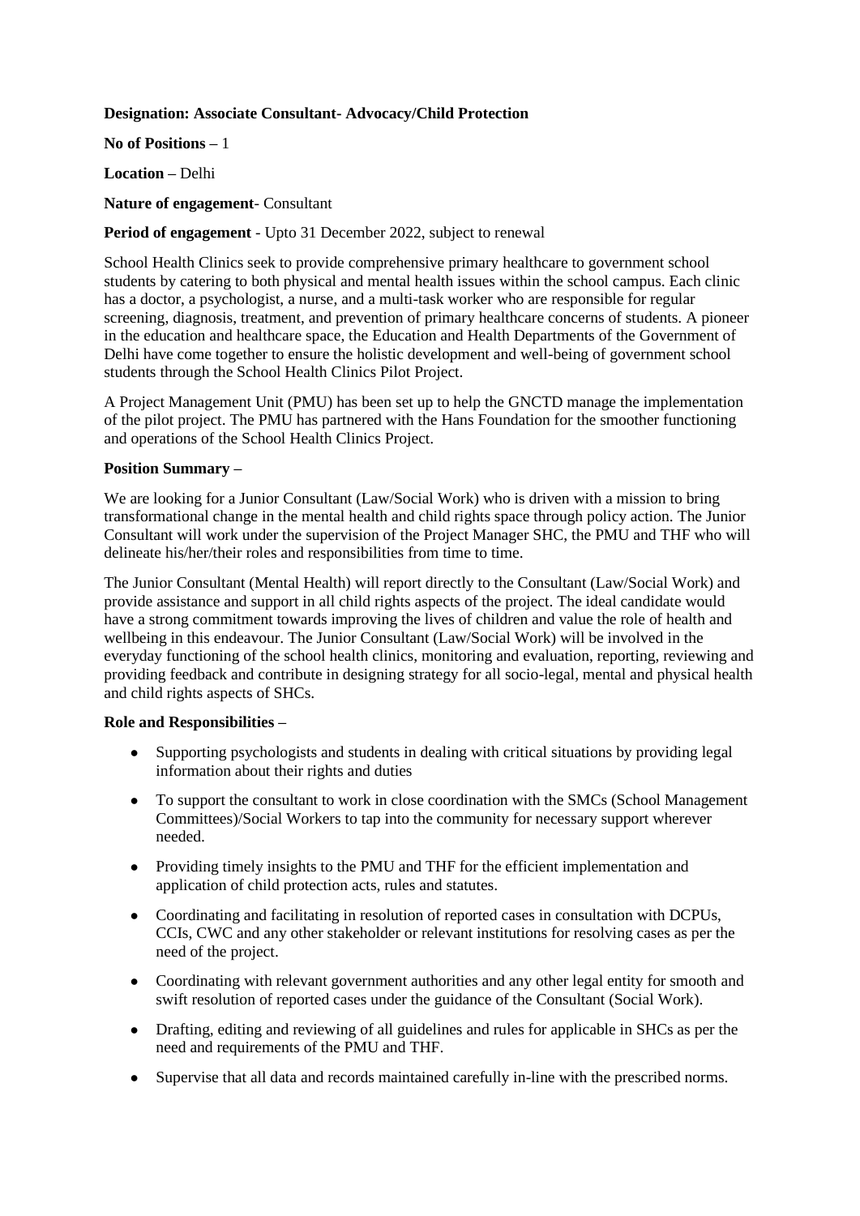**Designation: Associate Consultant- Advocacy/Child Protection**

**No of Positions** – 1

**Location** – Delhi

**Nature of engagement**- Consultant

**Period of engagement** - Upto 31 December 2022, subject to renewal

School Health Clinics seek to provide comprehensive primary healthcare to government school students by catering to both physical and mental health issues within the school campus. Each clinic has a doctor, a psychologist, a nurse, and a multi-task worker who are responsible for regular screening, diagnosis, treatment, and prevention of primary healthcare concerns of students. A pioneer in the education and healthcare space, the Education and Health Departments of the Government of Delhi have come together to ensure the holistic development and well-being of government school students through the School Health Clinics Pilot Project.

A Project Management Unit (PMU) has been set up to help the GNCTD manage the implementation of the pilot project. The PMU has partnered with the Hans Foundation for the smoother functioning and operations of the School Health Clinics Project.

**Position Summary** –

We are looking for a Junior Consultant (Law/Social Work) who is driven with a mission to bring transformational change in the mental health and child rights space through policy action. The Junior Consultant will work under the supervision of the Project Manager SHC, the PMU and THF who will delineate his/her/their roles and responsibilities from time to time.

The Junior Consultant (Mental Health) will report directly to the Consultant (Law/Social Work) and provide assistance and support in all child rights aspects of the project. The ideal candidate would have a strong commitment towards improving the lives of children and value the role of health and wellbeing in this endeavour. The Junior Consultant (Law/Social Work) will be involved in the everyday functioning of the school health clinics, monitoring and evaluation, reporting, reviewing and providing feedback and contribute in designing strategy for all socio-legal, mental and physical health and child rights aspects of SHCs.

**Role and Responsibilities** –

- Supporting psychologists and students in dealing with critical situations by providing legal information about their rights and duties
- To support the consultant to work in close coordination with the SMCs (School Management Committees)/Social Workers to tap into the community for necessary support wherever needed.
- Providing timely insights to the PMU and THF for the efficient implementation and application of child protection acts, rules and statutes.
- Coordinating and facilitating in resolution of reported cases in consultation with DCPUs, CCIs, CWC and any other stakeholder or relevant institutions for resolving cases as per the need of the project.
- Coordinating with relevant government authorities and any other legal entity for smooth and swift resolution of reported cases under the guidance of the Consultant (Social Work).
- Drafting, editing and reviewing of all guidelines and rules for applicable in SHCs as per the need and requirements of the PMU and THF.
- Supervise that all data and records maintained carefully in-line with the prescribed norms.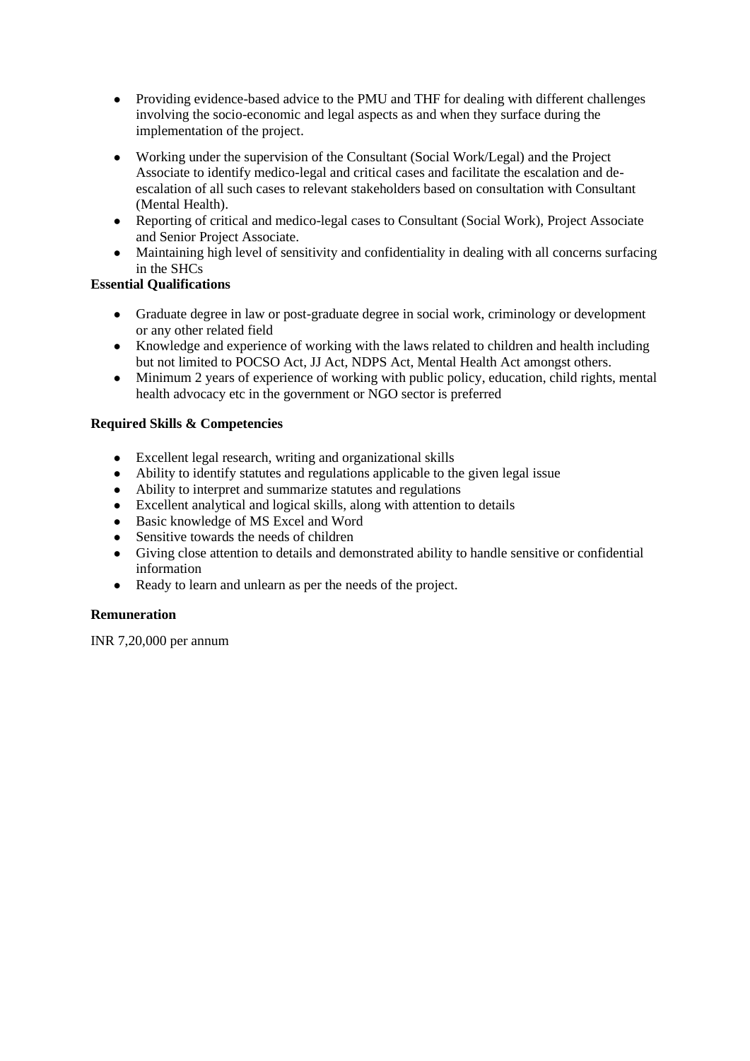- Providing evidence-based advice to the PMU and THF for dealing with different challenges involving the socio-economic and legal aspects as and when they surface during the implementation of the project.
- Working under the supervision of the Consultant (Social Work/Legal) and the Project Associate to identify medico-legal and critical cases and facilitate the escalation and de-escalation of all such cases to relevant stakeholders based on consultation with Consultant (Mental Health).
- Reporting of critical and medico-legal cases to Consultant (Social Work), Project Associate and Senior Project Associate.
- Maintaining high level of sensitivity and confidentiality in dealing with all concerns surfacing in the SHCs

**Essential Qualifications**

- Graduate degree in law or post-graduate degree in social work, criminology or development or any other related field
- Knowledge and experience of working with the laws related to children and health including but not limited to POCSO Act, JJ Act, NDPS Act, Mental Health Act amongst others.
- Minimum 2 years of experience of working with public policy, education, child rights, mental health advocacy etc in the government or NGO sector is preferred

**Required Skills & Competencies**

- Excellent legal research, writing and organizational skills
- Ability to identify statutes and regulations applicable to the given legal issue
- Ability to interpret and summarize statutes and regulations
- Excellent analytical and logical skills, along with attention to details
- Basic knowledge of MS Excel and Word
- Sensitive towards the needs of children
- Giving close attention to details and demonstrated ability to handle sensitive or confidential information
- Ready to learn and unlearn as per the needs of the project.

**Remuneration**

INR 7,20,000 per annum